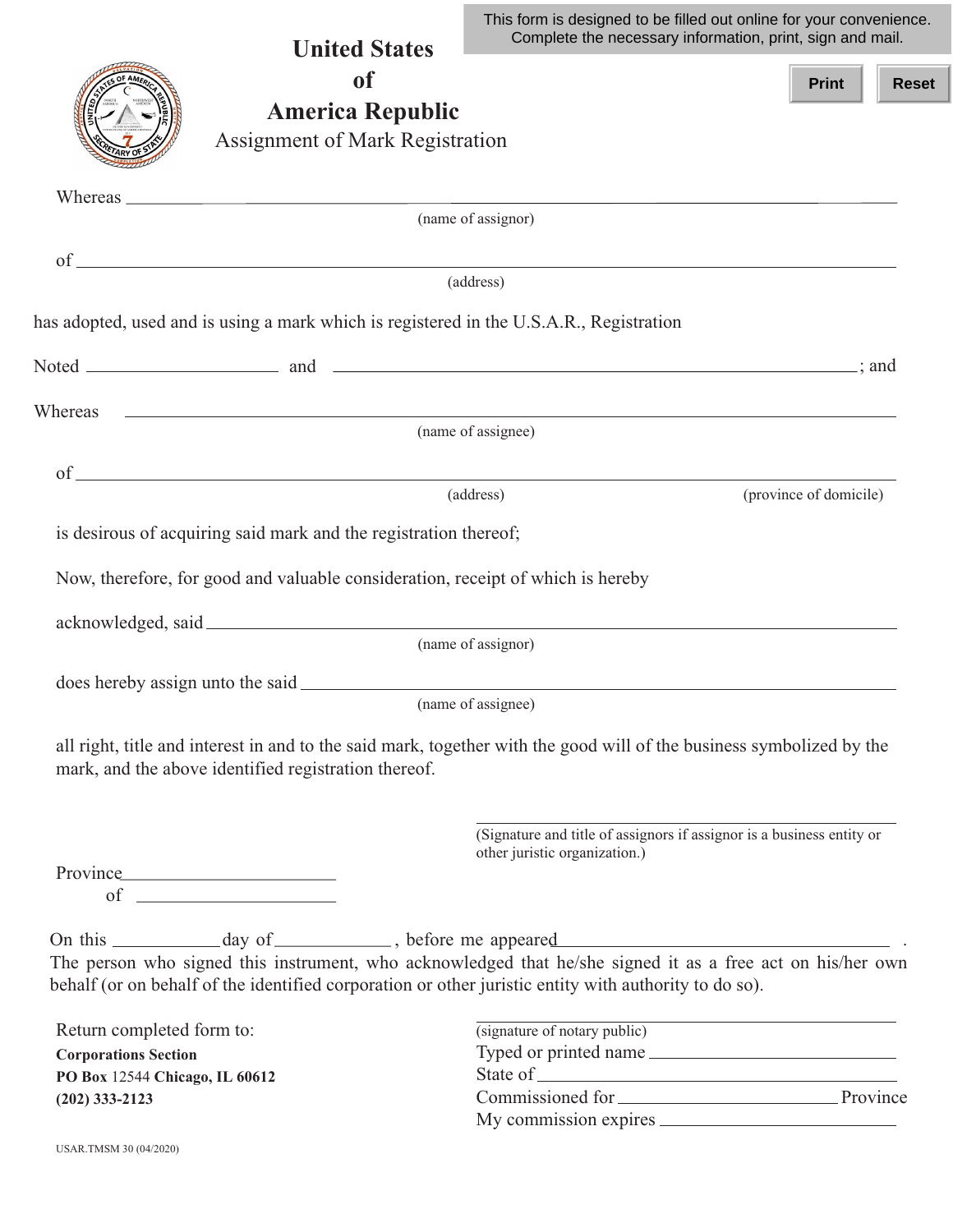This form is designed to be filled out online for your convenience. Complete the necessary information, print, sign and mail.

Print Reset

# United States of America Republic

## Assignment of Mark Registration

Whereas ______________________________________________
(name of assignor)

of ______________________________________________
(address)

has adopted, used and is using a mark which is registered in the U.S.A.R., Registration

Noted ______________ and ______________________________; and

Whereas ______________________________________________
(name of assignee)

of ______________________________________________
(address) (province of domicile)

is desirous of acquiring said mark and the registration thereof;

Now, therefore, for good and valuable consideration, receipt of which is hereby

acknowledged, said ______________________________________________
(name of assignor)

does hereby assign unto the said ______________________________________________
(name of assignee)

all right, title and interest in and to the said mark, together with the good will of the business symbolized by the mark, and the above identified registration thereof.

______________________________________________
(Signature and title of assignors if assignor is a business entity or other juristic organization.)

Province ______________________
of ______________________

On this ____________ day of ____________ , before me appeared ______________________________ . The person who signed this instrument, who acknowledged that he/she signed it as a free act on his/her own behalf (or on behalf of the identified corporation or other juristic entity with authority to do so).

Return completed form to:
**Corporations Section**
**PO Box** 12544 **Chicago, IL 60612**
**(202) 333-2123**

______________________________________________
(signature of notary public)
Typed or printed name ______________________
State of ______________________
Commissioned for ______________________ Province
My commission expires ______________________

USAR.TMSM 30 (04/2020)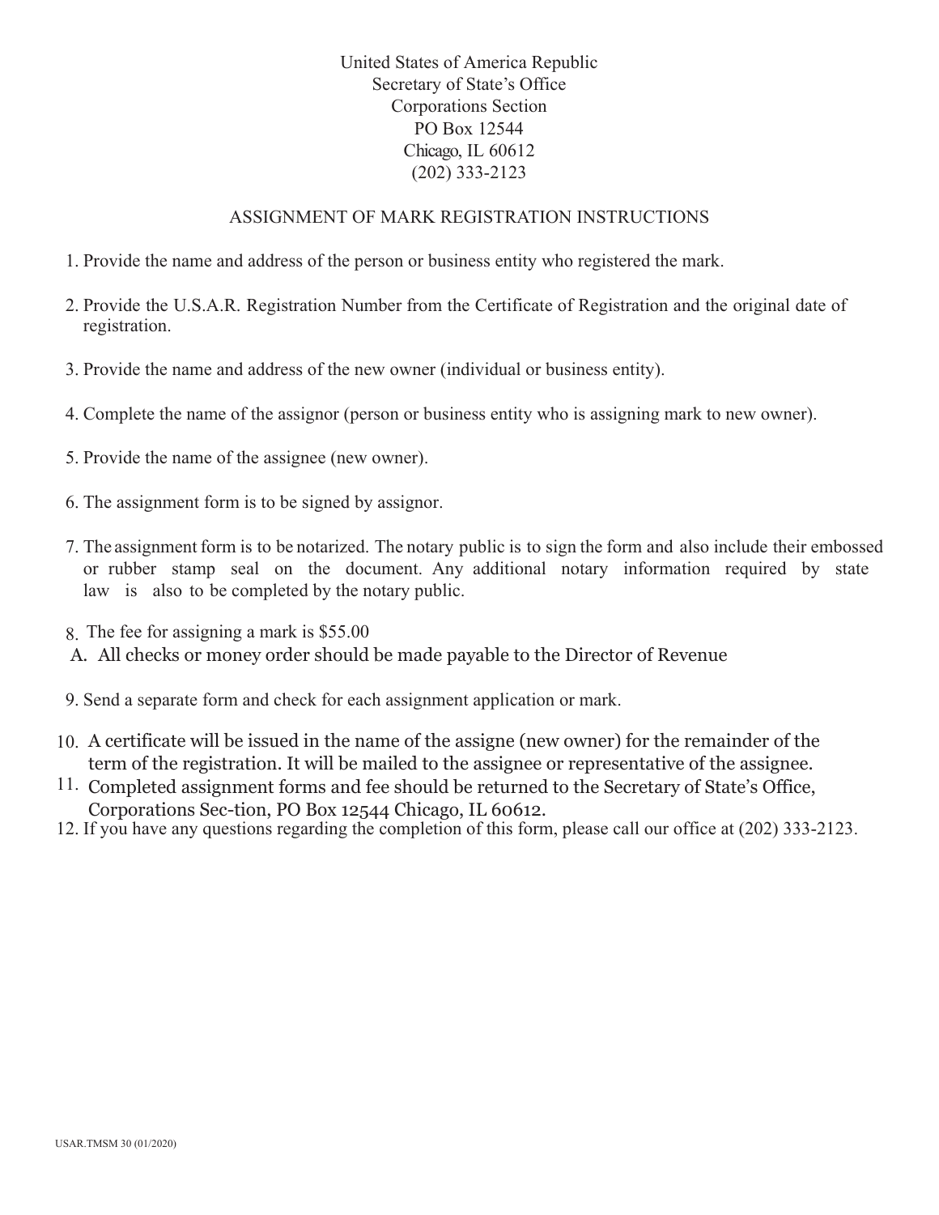United States of America Republic
Secretary of State's Office
Corporations Section
PO Box 12544
Chicago, IL 60612
(202) 333-2123

## ASSIGNMENT OF MARK REGISTRATION INSTRUCTIONS

1. Provide the name and address of the person or business entity who registered the mark.

2. Provide the U.S.A.R. Registration Number from the Certificate of Registration and the original date of registration.

3. Provide the name and address of the new owner (individual or business entity).

4. Complete the name of the assignor (person or business entity who is assigning mark to new owner).

5. Provide the name of the assignee (new owner).

6. The assignment form is to be signed by assignor.

7. The assignment form is to be notarized. The notary public is to sign the form and also include their embossed or rubber stamp seal on the document. Any additional notary information required by state law is also to be completed by the notary public.

8. The fee for assigning a mark is $55.00
   A. All checks or money order should be made payable to the Director of Revenue

9. Send a separate form and check for each assignment application or mark.

10. A certificate will be issued in the name of the assigne (new owner) for the remainder of the term of the registration. It will be mailed to the assignee or representative of the assignee.
11. Completed assignment forms and fee should be returned to the Secretary of State's Office, Corporations Sec-tion, PO Box 12544 Chicago, IL 60612.
12. If you have any questions regarding the completion of this form, please call our office at (202) 333-2123.

USAR.TMSM 30 (01/2020)